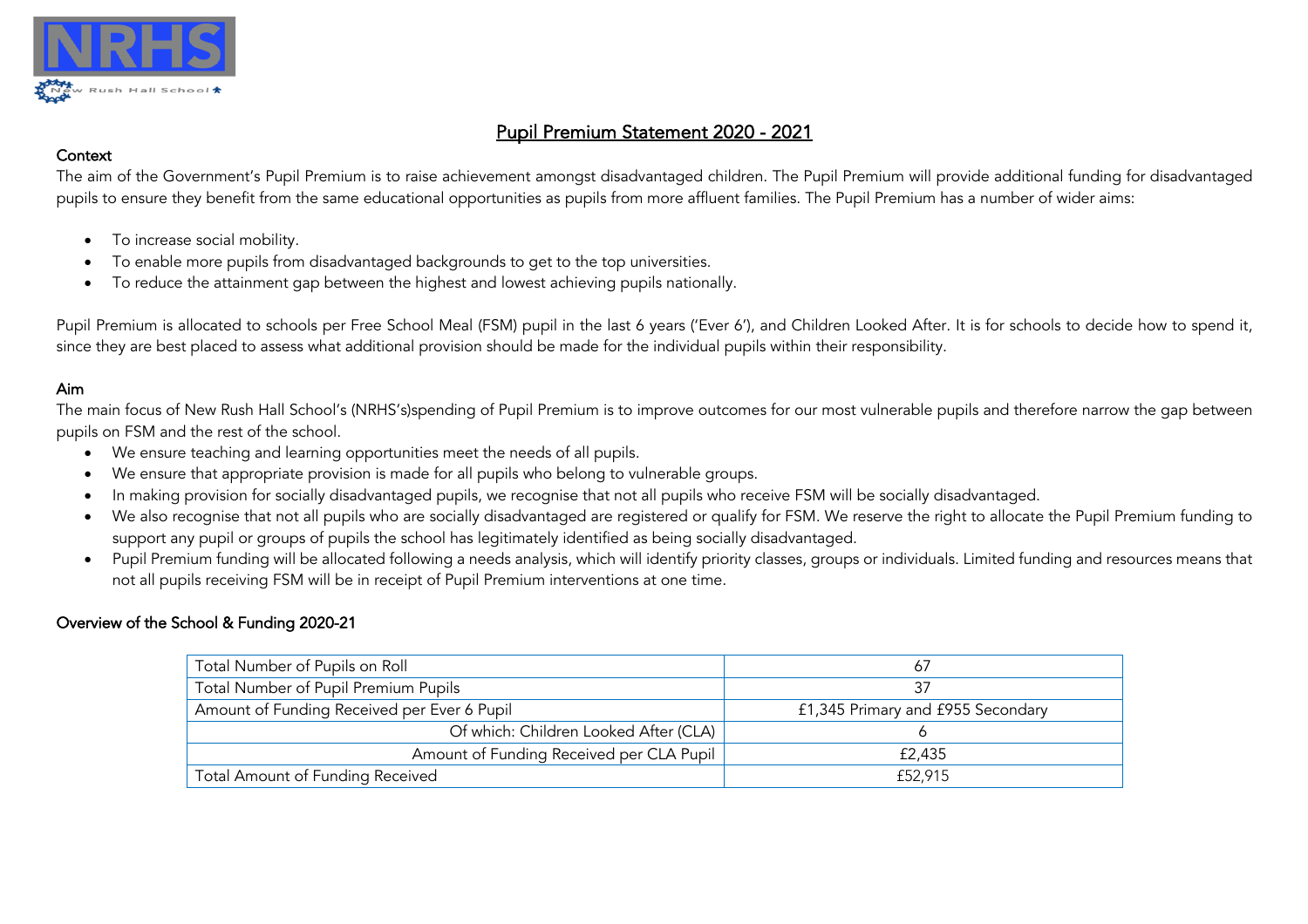# Pupil Premium Statement 2020 - 2021

## Context

The aim of the Government's Pupil Premium is to raise achievement amongst disadvantaged children. The Pupil Premium will provide additional funding for disadvantaged pupils to ensure they benefit from the same educational opportunities as pupils from more affluent families. The Pupil Premium has a number of wider aims:

- To increase social mobility.
- To enable more pupils from disadvantaged backgrounds to get to the top universities.
- To reduce the attainment gap between the highest and lowest achieving pupils nationally.

Pupil Premium is allocated to schools per Free School Meal (FSM) pupil in the last 6 years ('Ever 6'), and Children Looked After. It is for schools to decide how to spend it, since they are best placed to assess what additional provision should be made for the individual pupils within their responsibility.

## Aim

The main focus of New Rush Hall School's (NRHS's)spending of Pupil Premium is to improve outcomes for our most vulnerable pupils and therefore narrow the gap between pupils on FSM and the rest of the school.

- We ensure teaching and learning opportunities meet the needs of all pupils.
- We ensure that appropriate provision is made for all pupils who belong to vulnerable groups.
- In making provision for socially disadvantaged pupils, we recognise that not all pupils who receive FSM will be socially disadvantaged.
- We also recognise that not all pupils who are socially disadvantaged are registered or qualify for FSM. We reserve the right to allocate the Pupil Premium funding to support any pupil or groups of pupils the school has legitimately identified as being socially disadvantaged.
- Pupil Premium funding will be allocated following a needs analysis, which will identify priority classes, groups or individuals. Limited funding and resources means that not all pupils receiving FSM will be in receipt of Pupil Premium interventions at one time.

## Overview of the School & Funding 2020-21

| | |
|---|---|
| Total Number of Pupils on Roll | 67 |
| Total Number of Pupil Premium Pupils | 37 |
| Amount of Funding Received per Ever 6 Pupil | £1,345 Primary and £955 Secondary |
| Of which: Children Looked After (CLA) | 6 |
| Amount of Funding Received per CLA Pupil | £2,435 |
| Total Amount of Funding Received | £52,915 |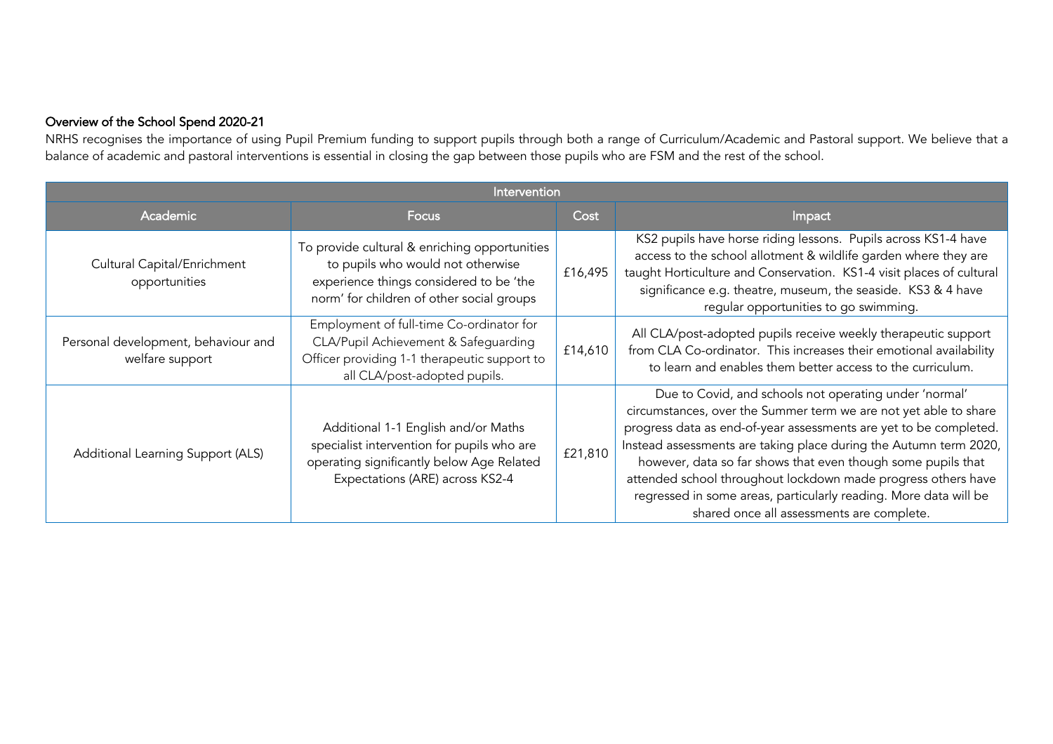**Overview of the School Spend 2020-21**

NRHS recognises the importance of using Pupil Premium funding to support pupils through both a range of Curriculum/Academic and Pastoral support. We believe that a balance of academic and pastoral interventions is essential in closing the gap between those pupils who are FSM and the rest of the school.

| Intervention | | | |
|---|---|---|---|
| Academic | Focus | Cost | Impact |
| Cultural Capital/Enrichment opportunities | To provide cultural & enriching opportunities to pupils who would not otherwise experience things considered to be 'the norm' for children of other social groups | £16,495 | KS2 pupils have horse riding lessons. Pupils across KS1-4 have access to the school allotment & wildlife garden where they are taught Horticulture and Conservation. KS1-4 visit places of cultural significance e.g. theatre, museum, the seaside. KS3 & 4 have regular opportunities to go swimming. |
| Personal development, behaviour and welfare support | Employment of full-time Co-ordinator for CLA/Pupil Achievement & Safeguarding Officer providing 1-1 therapeutic support to all CLA/post-adopted pupils. | £14,610 | All CLA/post-adopted pupils receive weekly therapeutic support from CLA Co-ordinator. This increases their emotional availability to learn and enables them better access to the curriculum. |
| Additional Learning Support (ALS) | Additional 1-1 English and/or Maths specialist intervention for pupils who are operating significantly below Age Related Expectations (ARE) across KS2-4 | £21,810 | Due to Covid, and schools not operating under 'normal' circumstances, over the Summer term we are not yet able to share progress data as end-of-year assessments are yet to be completed. Instead assessments are taking place during the Autumn term 2020, however, data so far shows that even though some pupils that attended school throughout lockdown made progress others have regressed in some areas, particularly reading. More data will be shared once all assessments are complete. |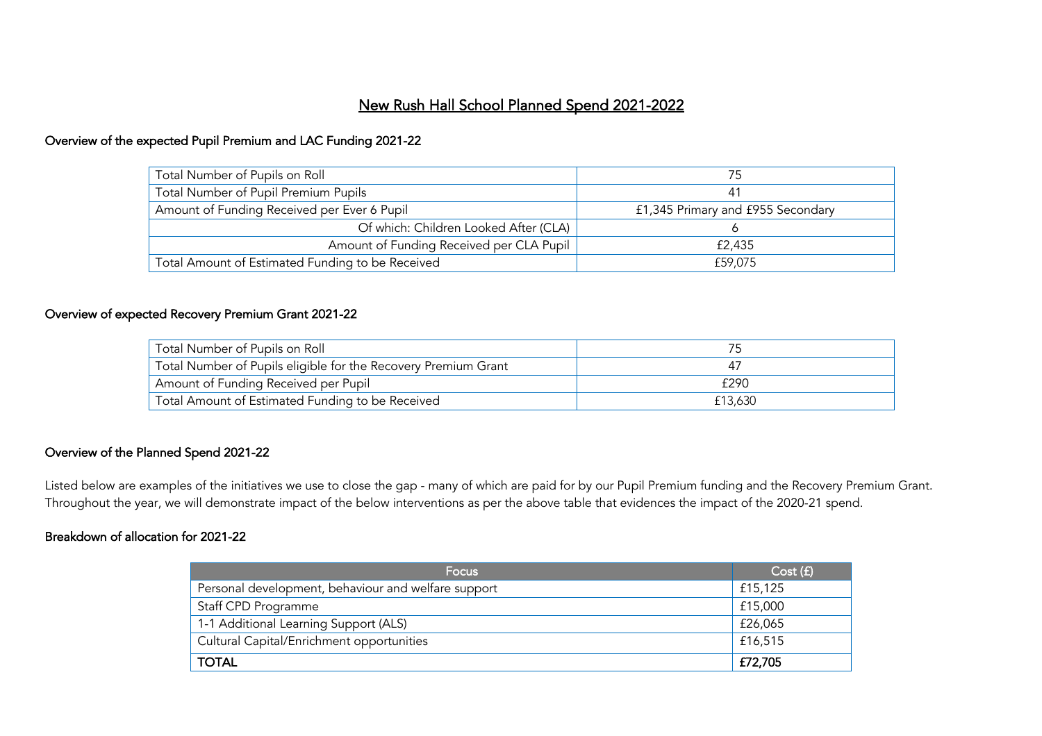# New Rush Hall School Planned Spend 2021-2022

### Overview of the expected Pupil Premium and LAC Funding 2021-22

| | |
|---|---|
| Total Number of Pupils on Roll | 75 |
| Total Number of Pupil Premium Pupils | 41 |
| Amount of Funding Received per Ever 6 Pupil | £1,345 Primary and £955 Secondary |
| Of which: Children Looked After (CLA) | 6 |
| Amount of Funding Received per CLA Pupil | £2,435 |
| Total Amount of Estimated Funding to be Received | £59,075 |

### Overview of expected Recovery Premium Grant 2021-22

| | |
|---|---|
| Total Number of Pupils on Roll | 75 |
| Total Number of Pupils eligible for the Recovery Premium Grant | 47 |
| Amount of Funding Received per Pupil | £290 |
| Total Amount of Estimated Funding to be Received | £13,630 |

### Overview of the Planned Spend 2021-22

Listed below are examples of the initiatives we use to close the gap - many of which are paid for by our Pupil Premium funding and the Recovery Premium Grant. Throughout the year, we will demonstrate impact of the below interventions as per the above table that evidences the impact of the 2020-21 spend.

### Breakdown of allocation for 2021-22

| Focus | Cost (£) |
|---|---|
| Personal development, behaviour and welfare support | £15,125 |
| Staff CPD Programme | £15,000 |
| 1-1 Additional Learning Support (ALS) | £26,065 |
| Cultural Capital/Enrichment opportunities | £16,515 |
| **TOTAL** | **£72,705** |